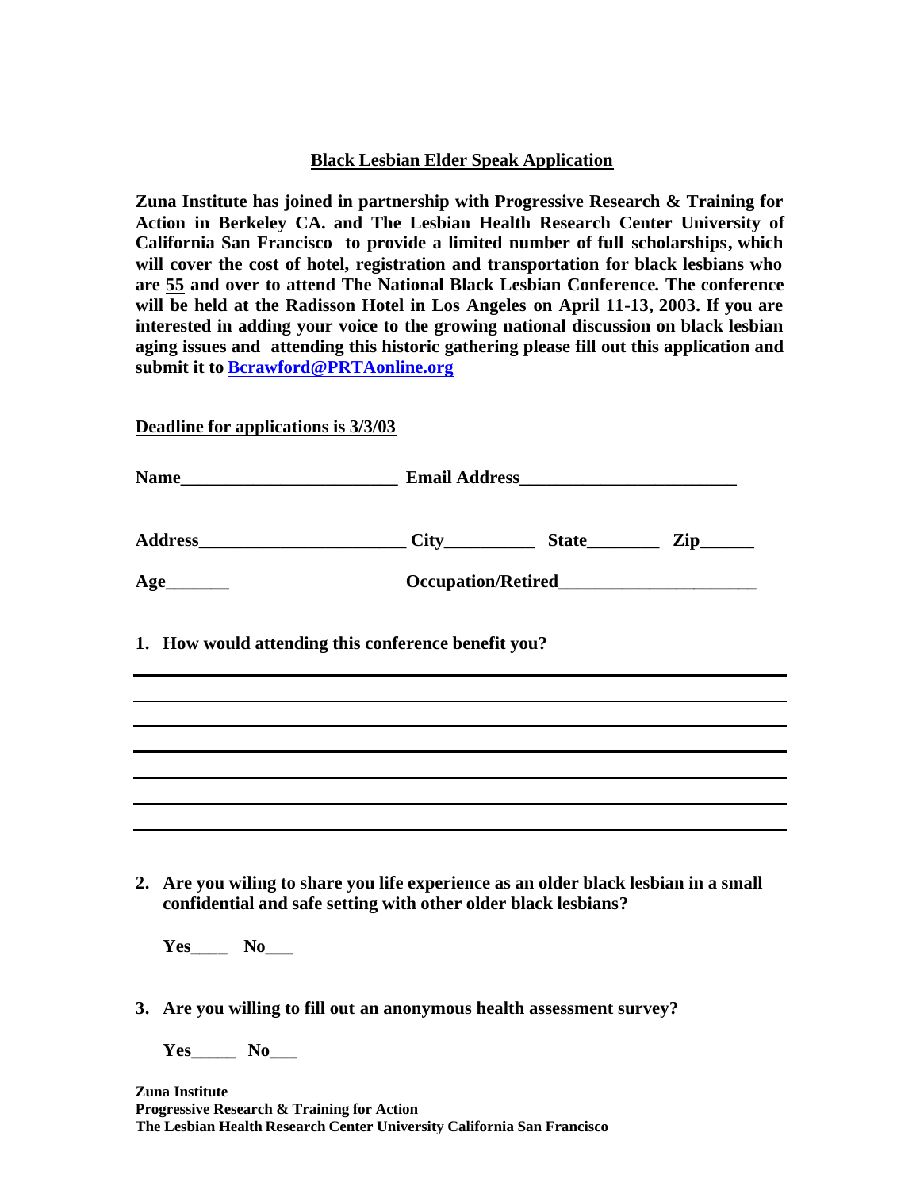# Black Lesbian Elder Speak Application

**Zuna Institute has joined in partnership with Progressive Research & Training for Action in Berkeley CA. and The Lesbian Health Research Center University of California San Francisco to provide a limited number of full scholarships, which will cover the cost of hotel, registration and transportation for black lesbians who are 55 and over to attend The National Black Lesbian Conference. The conference will be held at the Radisson Hotel in Los Angeles on April 11-13, 2003. If you are interested in adding your voice to the growing national discussion on black lesbian aging issues and attending this historic gathering please fill out this application and submit it to [Bcrawford@PRTAonline.org](mailto:Bcrawford@PRTAonline.org)**

**Deadline for applications is 3/3/03**

**Name________________________ Email Address________________________**

**Address______________________ City__________ State________ Zip______**

**Age_______ Occupation/Retired_____________________**

1. **How would attending this conference benefit you?**

_____________________________________________________________________________

_____________________________________________________________________________

_____________________________________________________________________________

_____________________________________________________________________________

_____________________________________________________________________________

_____________________________________________________________________________

_____________________________________________________________________________

2. **Are you wiling to share you life experience as an older black lesbian in a small confidential and safe setting with other older black lesbians?**

   **Yes____ No___**

3. **Are you willing to fill out an anonymous health assessment survey?**

   **Yes_____ No___**

**Zuna Institute**
**Progressive Research & Training for Action**
**The Lesbian Health Research Center University California San Francisco**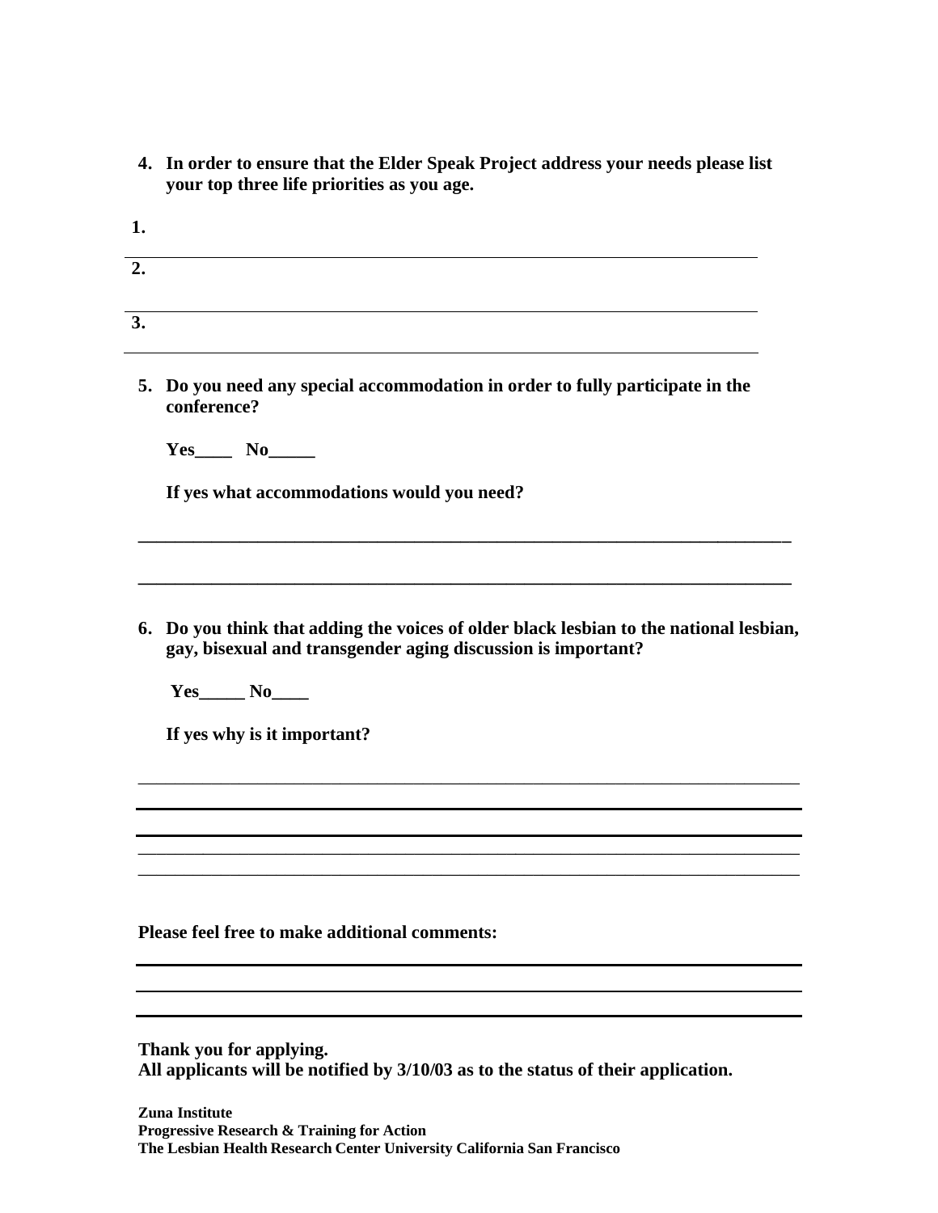**4. In order to ensure that the Elder Speak Project address your needs please list your top three life priorities as you age.**

**1.**

**2.**

**3.**

**5. Do you need any special accommodation in order to fully participate in the conference?**

**Yes____ No_____**

**If yes what accommodations would you need?**

**6. Do you think that adding the voices of older black lesbian to the national lesbian, gay, bisexual and transgender aging discussion is important?**

**Yes_____ No____**

**If yes why is it important?**

**Please feel free to make additional comments:**

**Thank you for applying.**
**All applicants will be notified by 3/10/03 as to the status of their application.**

**Zuna Institute**
**Progressive Research & Training for Action**
**The Lesbian Health Research Center University California San Francisco**